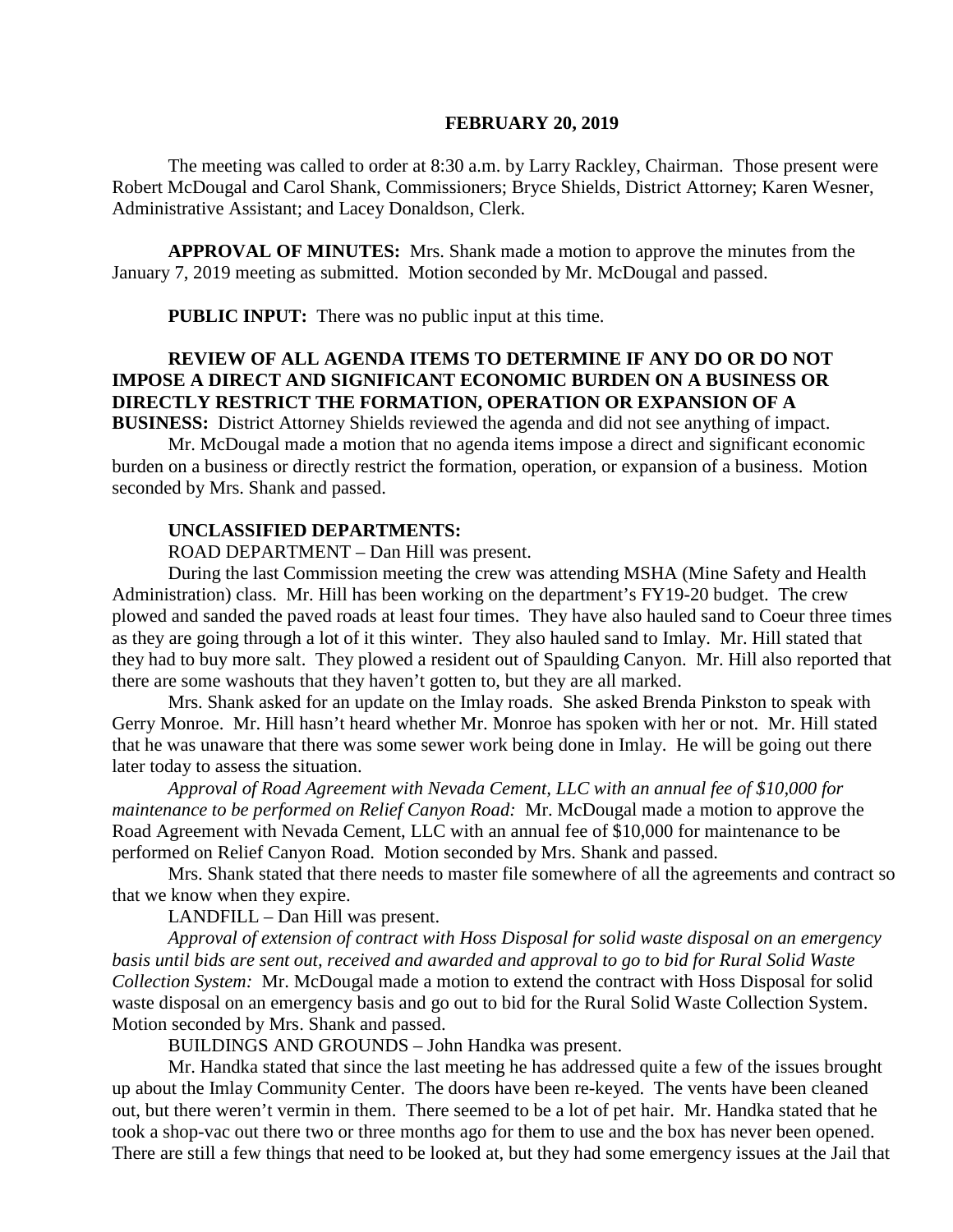**FEBRUARY 20, 2019**

The meeting was called to order at 8:30 a.m. by Larry Rackley, Chairman. Those present were Robert McDougal and Carol Shank, Commissioners; Bryce Shields, District Attorney; Karen Wesner, Administrative Assistant; and Lacey Donaldson, Clerk.

**APPROVAL OF MINUTES:** Mrs. Shank made a motion to approve the minutes from the January 7, 2019 meeting as submitted. Motion seconded by Mr. McDougal and passed.

**PUBLIC INPUT:** There was no public input at this time.

**REVIEW OF ALL AGENDA ITEMS TO DETERMINE IF ANY DO OR DO NOT IMPOSE A DIRECT AND SIGNIFICANT ECONOMIC BURDEN ON A BUSINESS OR DIRECTLY RESTRICT THE FORMATION, OPERATION OR EXPANSION OF A BUSINESS:** District Attorney Shields reviewed the agenda and did not see anything of impact.

Mr. McDougal made a motion that no agenda items impose a direct and significant economic burden on a business or directly restrict the formation, operation, or expansion of a business. Motion seconded by Mrs. Shank and passed.

**UNCLASSIFIED DEPARTMENTS:**

ROAD DEPARTMENT – Dan Hill was present.

During the last Commission meeting the crew was attending MSHA (Mine Safety and Health Administration) class. Mr. Hill has been working on the department's FY19-20 budget. The crew plowed and sanded the paved roads at least four times. They have also hauled sand to Coeur three times as they are going through a lot of it this winter. They also hauled sand to Imlay. Mr. Hill stated that they had to buy more salt. They plowed a resident out of Spaulding Canyon. Mr. Hill also reported that there are some washouts that they haven't gotten to, but they are all marked.

Mrs. Shank asked for an update on the Imlay roads. She asked Brenda Pinkston to speak with Gerry Monroe. Mr. Hill hasn't heard whether Mr. Monroe has spoken with her or not. Mr. Hill stated that he was unaware that there was some sewer work being done in Imlay. He will be going out there later today to assess the situation.

*Approval of Road Agreement with Nevada Cement, LLC with an annual fee of $10,000 for maintenance to be performed on Relief Canyon Road:* Mr. McDougal made a motion to approve the Road Agreement with Nevada Cement, LLC with an annual fee of $10,000 for maintenance to be performed on Relief Canyon Road. Motion seconded by Mrs. Shank and passed.

Mrs. Shank stated that there needs to master file somewhere of all the agreements and contract so that we know when they expire.

LANDFILL – Dan Hill was present.

*Approval of extension of contract with Hoss Disposal for solid waste disposal on an emergency basis until bids are sent out, received and awarded and approval to go to bid for Rural Solid Waste Collection System:* Mr. McDougal made a motion to extend the contract with Hoss Disposal for solid waste disposal on an emergency basis and go out to bid for the Rural Solid Waste Collection System. Motion seconded by Mrs. Shank and passed.

BUILDINGS AND GROUNDS – John Handka was present.

Mr. Handka stated that since the last meeting he has addressed quite a few of the issues brought up about the Imlay Community Center. The doors have been re-keyed. The vents have been cleaned out, but there weren't vermin in them. There seemed to be a lot of pet hair. Mr. Handka stated that he took a shop-vac out there two or three months ago for them to use and the box has never been opened. There are still a few things that need to be looked at, but they had some emergency issues at the Jail that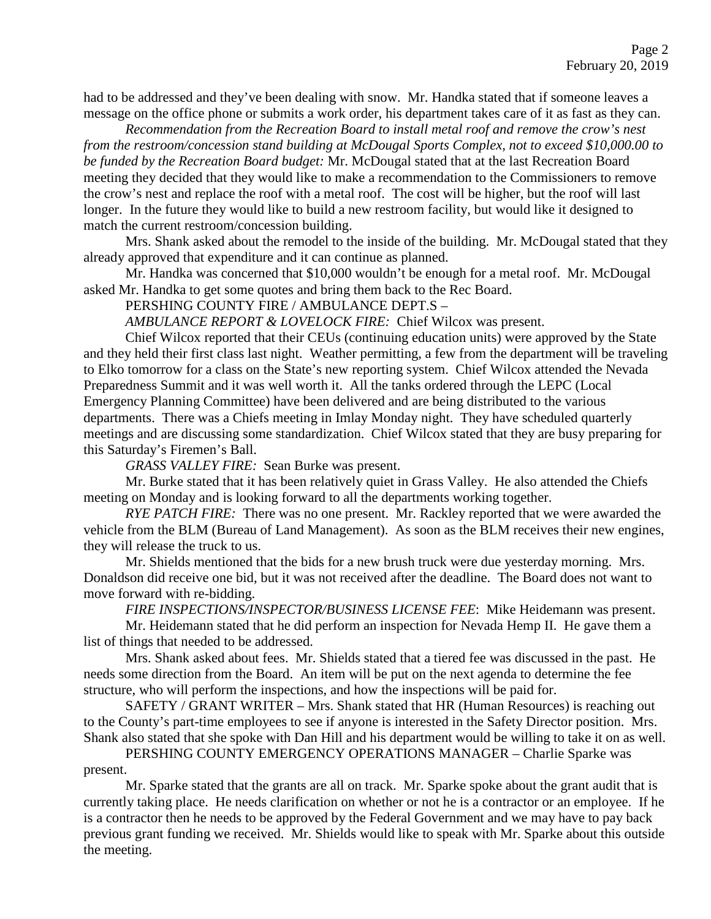had to be addressed and they've been dealing with snow. Mr. Handka stated that if someone leaves a message on the office phone or submits a work order, his department takes care of it as fast as they can.

*Recommendation from the Recreation Board to install metal roof and remove the crow's nest from the restroom/concession stand building at McDougal Sports Complex, not to exceed $10,000.00 to be funded by the Recreation Board budget:* Mr. McDougal stated that at the last Recreation Board meeting they decided that they would like to make a recommendation to the Commissioners to remove the crow's nest and replace the roof with a metal roof. The cost will be higher, but the roof will last longer. In the future they would like to build a new restroom facility, but would like it designed to match the current restroom/concession building.

Mrs. Shank asked about the remodel to the inside of the building. Mr. McDougal stated that they already approved that expenditure and it can continue as planned.

Mr. Handka was concerned that $10,000 wouldn't be enough for a metal roof. Mr. McDougal asked Mr. Handka to get some quotes and bring them back to the Rec Board.

PERSHING COUNTY FIRE / AMBULANCE DEPT.S –

*AMBULANCE REPORT & LOVELOCK FIRE:* Chief Wilcox was present.

Chief Wilcox reported that their CEUs (continuing education units) were approved by the State and they held their first class last night. Weather permitting, a few from the department will be traveling to Elko tomorrow for a class on the State's new reporting system. Chief Wilcox attended the Nevada Preparedness Summit and it was well worth it. All the tanks ordered through the LEPC (Local Emergency Planning Committee) have been delivered and are being distributed to the various departments. There was a Chiefs meeting in Imlay Monday night. They have scheduled quarterly meetings and are discussing some standardization. Chief Wilcox stated that they are busy preparing for this Saturday's Firemen's Ball.

*GRASS VALLEY FIRE:* Sean Burke was present.

Mr. Burke stated that it has been relatively quiet in Grass Valley. He also attended the Chiefs meeting on Monday and is looking forward to all the departments working together.

*RYE PATCH FIRE:* There was no one present. Mr. Rackley reported that we were awarded the vehicle from the BLM (Bureau of Land Management). As soon as the BLM receives their new engines, they will release the truck to us.

Mr. Shields mentioned that the bids for a new brush truck were due yesterday morning. Mrs. Donaldson did receive one bid, but it was not received after the deadline. The Board does not want to move forward with re-bidding.

*FIRE INSPECTIONS/INSPECTOR/BUSINESS LICENSE FEE*: Mike Heidemann was present.

Mr. Heidemann stated that he did perform an inspection for Nevada Hemp II. He gave them a list of things that needed to be addressed.

Mrs. Shank asked about fees. Mr. Shields stated that a tiered fee was discussed in the past. He needs some direction from the Board. An item will be put on the next agenda to determine the fee structure, who will perform the inspections, and how the inspections will be paid for.

SAFETY / GRANT WRITER – Mrs. Shank stated that HR (Human Resources) is reaching out to the County's part-time employees to see if anyone is interested in the Safety Director position. Mrs. Shank also stated that she spoke with Dan Hill and his department would be willing to take it on as well.

PERSHING COUNTY EMERGENCY OPERATIONS MANAGER – Charlie Sparke was present.

Mr. Sparke stated that the grants are all on track. Mr. Sparke spoke about the grant audit that is currently taking place. He needs clarification on whether or not he is a contractor or an employee. If he is a contractor then he needs to be approved by the Federal Government and we may have to pay back previous grant funding we received. Mr. Shields would like to speak with Mr. Sparke about this outside the meeting.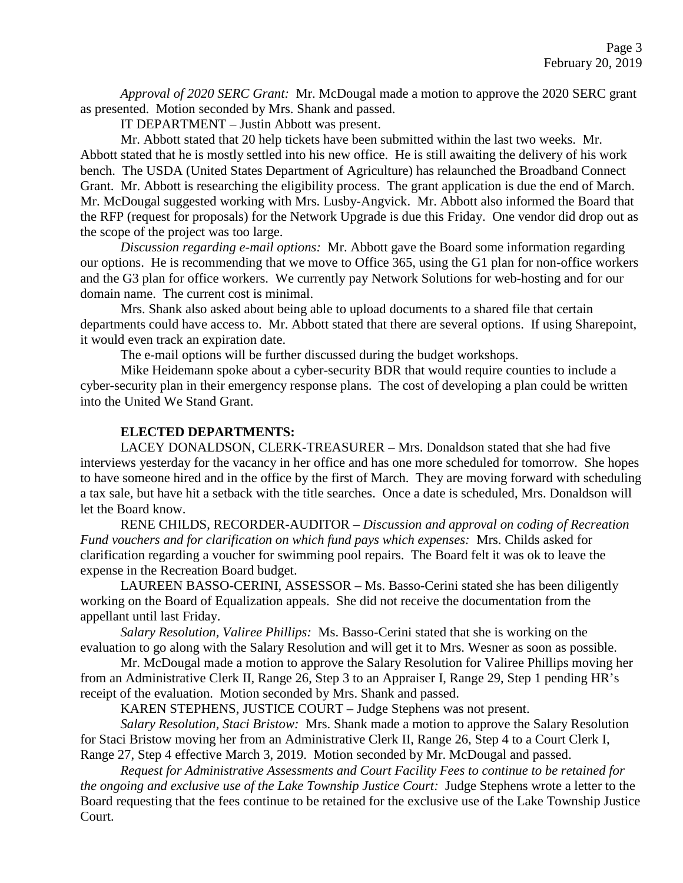*Approval of 2020 SERC Grant:* Mr. McDougal made a motion to approve the 2020 SERC grant as presented. Motion seconded by Mrs. Shank and passed.

IT DEPARTMENT – Justin Abbott was present.

Mr. Abbott stated that 20 help tickets have been submitted within the last two weeks. Mr. Abbott stated that he is mostly settled into his new office. He is still awaiting the delivery of his work bench. The USDA (United States Department of Agriculture) has relaunched the Broadband Connect Grant. Mr. Abbott is researching the eligibility process. The grant application is due the end of March. Mr. McDougal suggested working with Mrs. Lusby-Angvick. Mr. Abbott also informed the Board that the RFP (request for proposals) for the Network Upgrade is due this Friday. One vendor did drop out as the scope of the project was too large.

*Discussion regarding e-mail options:* Mr. Abbott gave the Board some information regarding our options. He is recommending that we move to Office 365, using the G1 plan for non-office workers and the G3 plan for office workers. We currently pay Network Solutions for web-hosting and for our domain name. The current cost is minimal.

Mrs. Shank also asked about being able to upload documents to a shared file that certain departments could have access to. Mr. Abbott stated that there are several options. If using Sharepoint, it would even track an expiration date.

The e-mail options will be further discussed during the budget workshops.

Mike Heidemann spoke about a cyber-security BDR that would require counties to include a cyber-security plan in their emergency response plans. The cost of developing a plan could be written into the United We Stand Grant.

**ELECTED DEPARTMENTS:**

LACEY DONALDSON, CLERK-TREASURER – Mrs. Donaldson stated that she had five interviews yesterday for the vacancy in her office and has one more scheduled for tomorrow. She hopes to have someone hired and in the office by the first of March. They are moving forward with scheduling a tax sale, but have hit a setback with the title searches. Once a date is scheduled, Mrs. Donaldson will let the Board know.

RENE CHILDS, RECORDER-AUDITOR – *Discussion and approval on coding of Recreation Fund vouchers and for clarification on which fund pays which expenses:* Mrs. Childs asked for clarification regarding a voucher for swimming pool repairs. The Board felt it was ok to leave the expense in the Recreation Board budget.

LAUREEN BASSO-CERINI, ASSESSOR – Ms. Basso-Cerini stated she has been diligently working on the Board of Equalization appeals. She did not receive the documentation from the appellant until last Friday.

*Salary Resolution, Valiree Phillips:* Ms. Basso-Cerini stated that she is working on the evaluation to go along with the Salary Resolution and will get it to Mrs. Wesner as soon as possible.

Mr. McDougal made a motion to approve the Salary Resolution for Valiree Phillips moving her from an Administrative Clerk II, Range 26, Step 3 to an Appraiser I, Range 29, Step 1 pending HR's receipt of the evaluation. Motion seconded by Mrs. Shank and passed.

KAREN STEPHENS, JUSTICE COURT – Judge Stephens was not present.

*Salary Resolution, Staci Bristow:* Mrs. Shank made a motion to approve the Salary Resolution for Staci Bristow moving her from an Administrative Clerk II, Range 26, Step 4 to a Court Clerk I, Range 27, Step 4 effective March 3, 2019. Motion seconded by Mr. McDougal and passed.

*Request for Administrative Assessments and Court Facility Fees to continue to be retained for the ongoing and exclusive use of the Lake Township Justice Court:* Judge Stephens wrote a letter to the Board requesting that the fees continue to be retained for the exclusive use of the Lake Township Justice Court.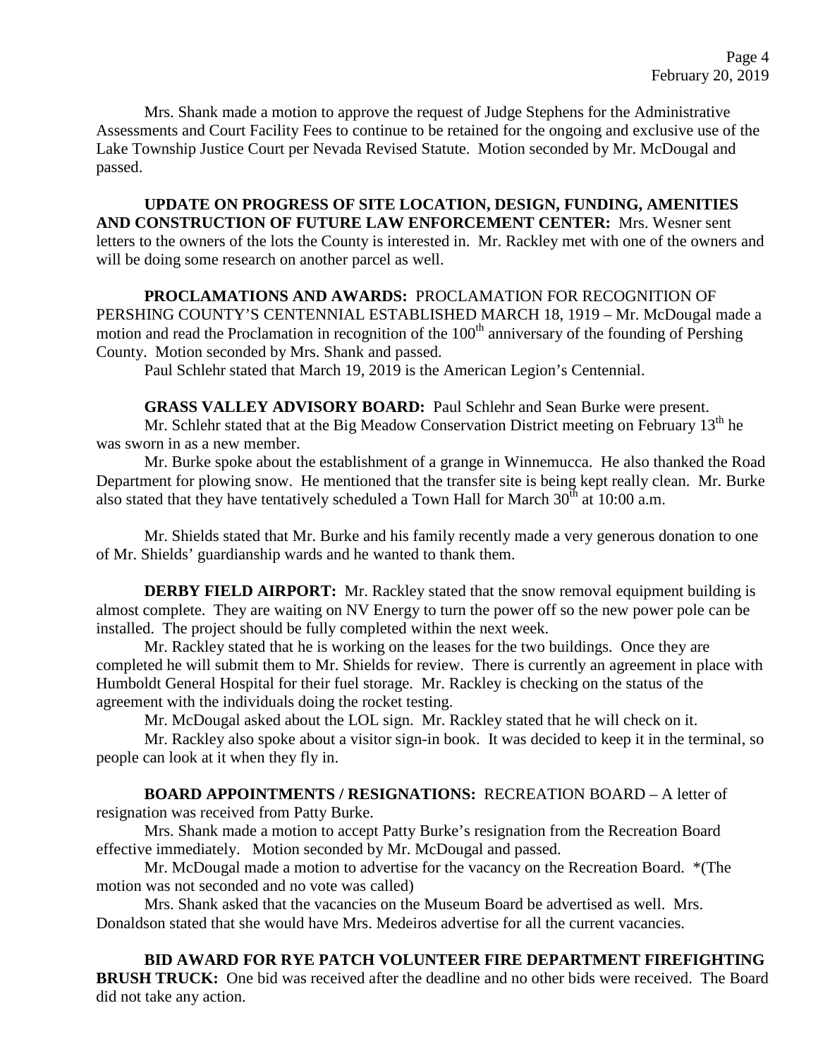Mrs. Shank made a motion to approve the request of Judge Stephens for the Administrative Assessments and Court Facility Fees to continue to be retained for the ongoing and exclusive use of the Lake Township Justice Court per Nevada Revised Statute. Motion seconded by Mr. McDougal and passed.

**UPDATE ON PROGRESS OF SITE LOCATION, DESIGN, FUNDING, AMENITIES AND CONSTRUCTION OF FUTURE LAW ENFORCEMENT CENTER:** Mrs. Wesner sent letters to the owners of the lots the County is interested in. Mr. Rackley met with one of the owners and will be doing some research on another parcel as well.

**PROCLAMATIONS AND AWARDS:** PROCLAMATION FOR RECOGNITION OF PERSHING COUNTY'S CENTENNIAL ESTABLISHED MARCH 18, 1919 – Mr. McDougal made a motion and read the Proclamation in recognition of the 100th anniversary of the founding of Pershing County. Motion seconded by Mrs. Shank and passed.

Paul Schlehr stated that March 19, 2019 is the American Legion's Centennial.

**GRASS VALLEY ADVISORY BOARD:** Paul Schlehr and Sean Burke were present.

Mr. Schlehr stated that at the Big Meadow Conservation District meeting on February 13th he was sworn in as a new member.

Mr. Burke spoke about the establishment of a grange in Winnemucca. He also thanked the Road Department for plowing snow. He mentioned that the transfer site is being kept really clean. Mr. Burke also stated that they have tentatively scheduled a Town Hall for March 30th at 10:00 a.m.

Mr. Shields stated that Mr. Burke and his family recently made a very generous donation to one of Mr. Shields' guardianship wards and he wanted to thank them.

**DERBY FIELD AIRPORT:** Mr. Rackley stated that the snow removal equipment building is almost complete. They are waiting on NV Energy to turn the power off so the new power pole can be installed. The project should be fully completed within the next week.

Mr. Rackley stated that he is working on the leases for the two buildings. Once they are completed he will submit them to Mr. Shields for review. There is currently an agreement in place with Humboldt General Hospital for their fuel storage. Mr. Rackley is checking on the status of the agreement with the individuals doing the rocket testing.

Mr. McDougal asked about the LOL sign. Mr. Rackley stated that he will check on it.

Mr. Rackley also spoke about a visitor sign-in book. It was decided to keep it in the terminal, so people can look at it when they fly in.

**BOARD APPOINTMENTS / RESIGNATIONS:** RECREATION BOARD – A letter of resignation was received from Patty Burke.

Mrs. Shank made a motion to accept Patty Burke's resignation from the Recreation Board effective immediately. Motion seconded by Mr. McDougal and passed.

Mr. McDougal made a motion to advertise for the vacancy on the Recreation Board. *(The motion was not seconded and no vote was called)

Mrs. Shank asked that the vacancies on the Museum Board be advertised as well. Mrs. Donaldson stated that she would have Mrs. Medeiros advertise for all the current vacancies.

**BID AWARD FOR RYE PATCH VOLUNTEER FIRE DEPARTMENT FIREFIGHTING BRUSH TRUCK:** One bid was received after the deadline and no other bids were received. The Board did not take any action.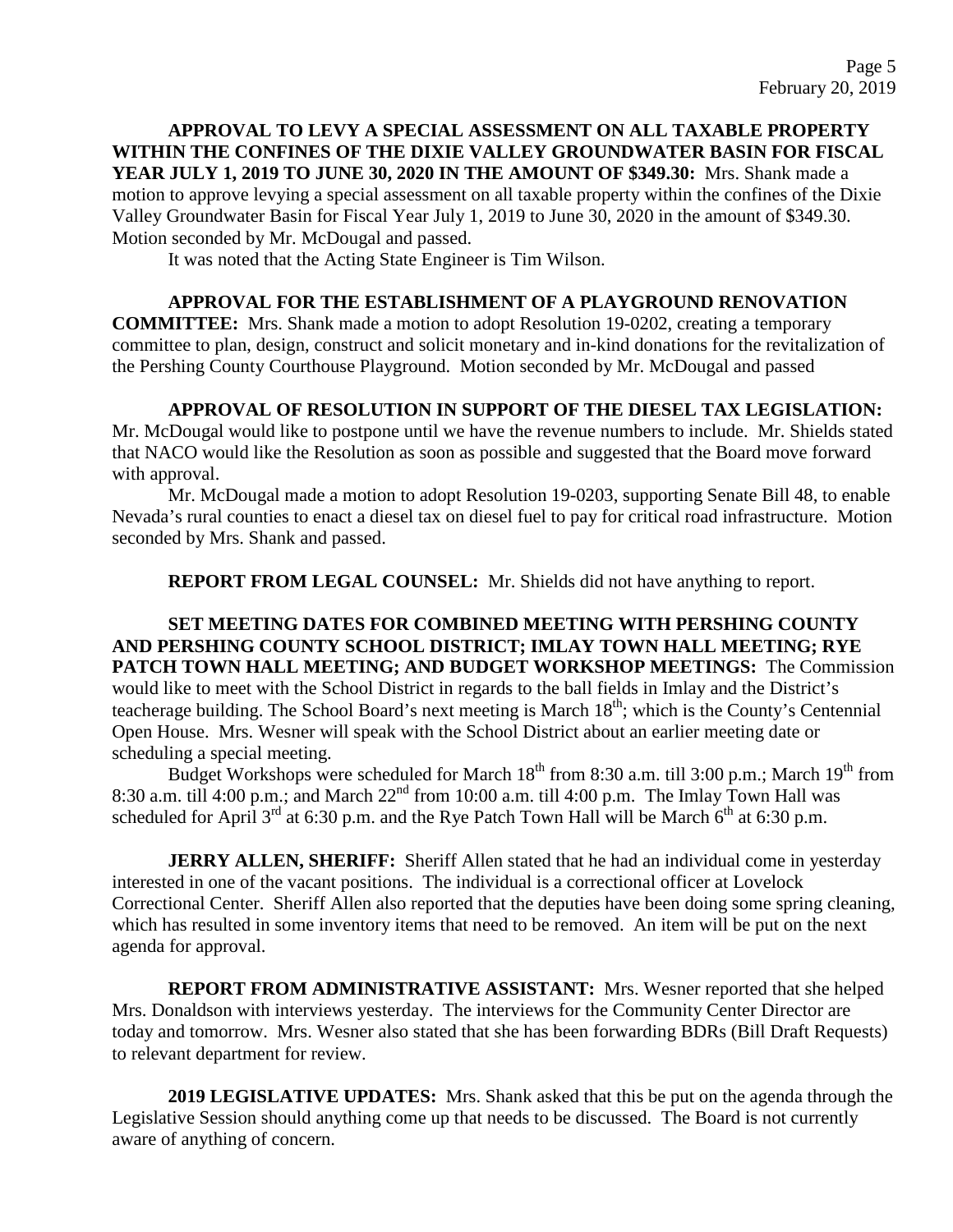**APPROVAL TO LEVY A SPECIAL ASSESSMENT ON ALL TAXABLE PROPERTY WITHIN THE CONFINES OF THE DIXIE VALLEY GROUNDWATER BASIN FOR FISCAL YEAR JULY 1, 2019 TO JUNE 30, 2020 IN THE AMOUNT OF $349.30:** Mrs. Shank made a motion to approve levying a special assessment on all taxable property within the confines of the Dixie Valley Groundwater Basin for Fiscal Year July 1, 2019 to June 30, 2020 in the amount of $349.30. Motion seconded by Mr. McDougal and passed.

It was noted that the Acting State Engineer is Tim Wilson.

**APPROVAL FOR THE ESTABLISHMENT OF A PLAYGROUND RENOVATION COMMITTEE:** Mrs. Shank made a motion to adopt Resolution 19-0202, creating a temporary committee to plan, design, construct and solicit monetary and in-kind donations for the revitalization of the Pershing County Courthouse Playground. Motion seconded by Mr. McDougal and passed

**APPROVAL OF RESOLUTION IN SUPPORT OF THE DIESEL TAX LEGISLATION:** Mr. McDougal would like to postpone until we have the revenue numbers to include. Mr. Shields stated that NACO would like the Resolution as soon as possible and suggested that the Board move forward with approval.

Mr. McDougal made a motion to adopt Resolution 19-0203, supporting Senate Bill 48, to enable Nevada's rural counties to enact a diesel tax on diesel fuel to pay for critical road infrastructure. Motion seconded by Mrs. Shank and passed.

**REPORT FROM LEGAL COUNSEL:** Mr. Shields did not have anything to report.

**SET MEETING DATES FOR COMBINED MEETING WITH PERSHING COUNTY AND PERSHING COUNTY SCHOOL DISTRICT; IMLAY TOWN HALL MEETING; RYE PATCH TOWN HALL MEETING; AND BUDGET WORKSHOP MEETINGS:** The Commission would like to meet with the School District in regards to the ball fields in Imlay and the District's teacherage building. The School Board's next meeting is March 18th; which is the County's Centennial Open House. Mrs. Wesner will speak with the School District about an earlier meeting date or scheduling a special meeting.

Budget Workshops were scheduled for March 18th from 8:30 a.m. till 3:00 p.m.; March 19th from 8:30 a.m. till 4:00 p.m.; and March 22nd from 10:00 a.m. till 4:00 p.m. The Imlay Town Hall was scheduled for April 3rd at 6:30 p.m. and the Rye Patch Town Hall will be March 6th at 6:30 p.m.

**JERRY ALLEN, SHERIFF:** Sheriff Allen stated that he had an individual come in yesterday interested in one of the vacant positions. The individual is a correctional officer at Lovelock Correctional Center. Sheriff Allen also reported that the deputies have been doing some spring cleaning, which has resulted in some inventory items that need to be removed. An item will be put on the next agenda for approval.

**REPORT FROM ADMINISTRATIVE ASSISTANT:** Mrs. Wesner reported that she helped Mrs. Donaldson with interviews yesterday. The interviews for the Community Center Director are today and tomorrow. Mrs. Wesner also stated that she has been forwarding BDRs (Bill Draft Requests) to relevant department for review.

**2019 LEGISLATIVE UPDATES:** Mrs. Shank asked that this be put on the agenda through the Legislative Session should anything come up that needs to be discussed. The Board is not currently aware of anything of concern.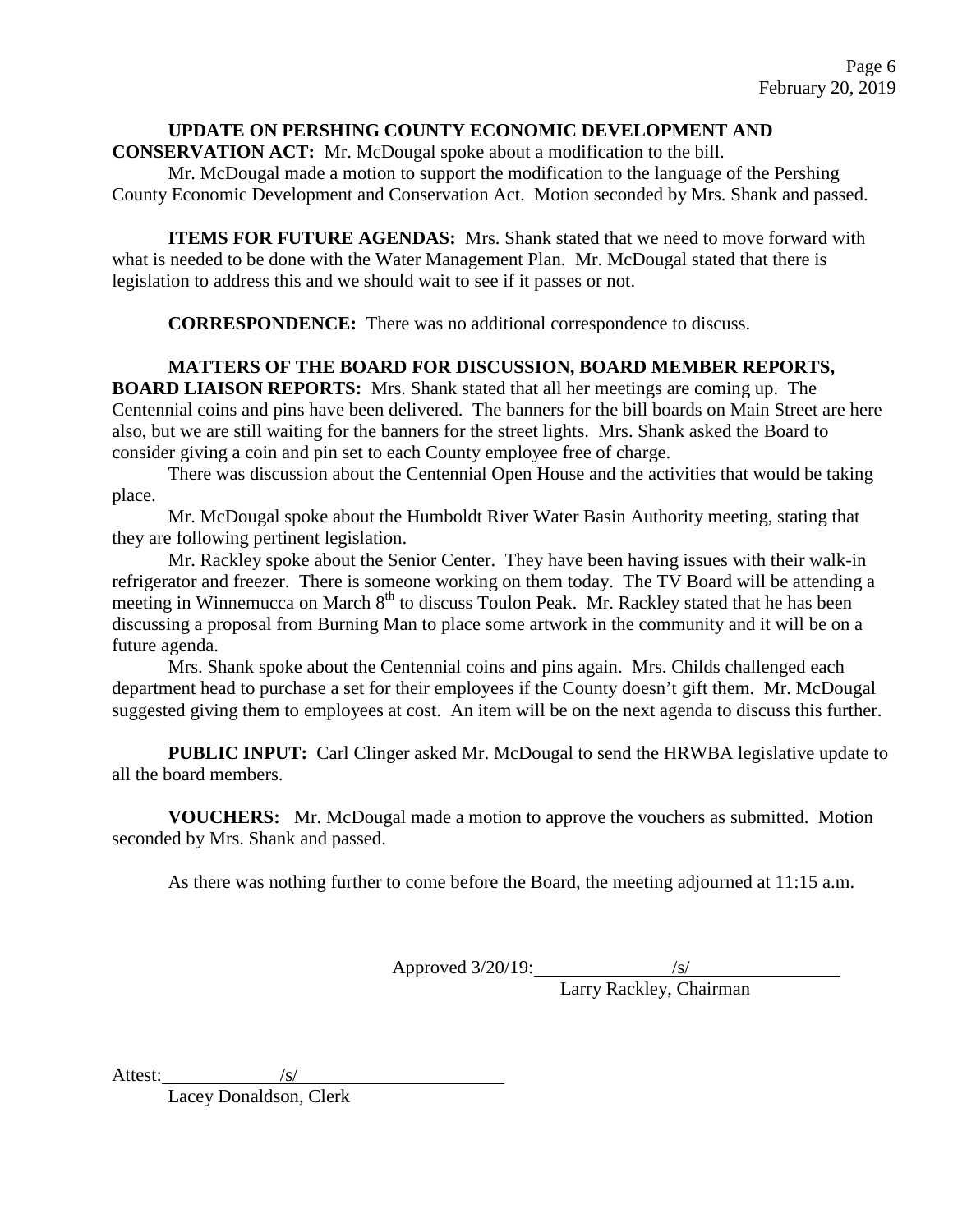**UPDATE ON PERSHING COUNTY ECONOMIC DEVELOPMENT AND CONSERVATION ACT:** Mr. McDougal spoke about a modification to the bill.

Mr. McDougal made a motion to support the modification to the language of the Pershing County Economic Development and Conservation Act. Motion seconded by Mrs. Shank and passed.

**ITEMS FOR FUTURE AGENDAS:** Mrs. Shank stated that we need to move forward with what is needed to be done with the Water Management Plan. Mr. McDougal stated that there is legislation to address this and we should wait to see if it passes or not.

**CORRESPONDENCE:** There was no additional correspondence to discuss.

**MATTERS OF THE BOARD FOR DISCUSSION, BOARD MEMBER REPORTS, BOARD LIAISON REPORTS:** Mrs. Shank stated that all her meetings are coming up. The Centennial coins and pins have been delivered. The banners for the bill boards on Main Street are here also, but we are still waiting for the banners for the street lights. Mrs. Shank asked the Board to consider giving a coin and pin set to each County employee free of charge.

There was discussion about the Centennial Open House and the activities that would be taking place.

Mr. McDougal spoke about the Humboldt River Water Basin Authority meeting, stating that they are following pertinent legislation.

Mr. Rackley spoke about the Senior Center. They have been having issues with their walk-in refrigerator and freezer. There is someone working on them today. The TV Board will be attending a meeting in Winnemucca on March 8th to discuss Toulon Peak. Mr. Rackley stated that he has been discussing a proposal from Burning Man to place some artwork in the community and it will be on a future agenda.

Mrs. Shank spoke about the Centennial coins and pins again. Mrs. Childs challenged each department head to purchase a set for their employees if the County doesn't gift them. Mr. McDougal suggested giving them to employees at cost. An item will be on the next agenda to discuss this further.

**PUBLIC INPUT:** Carl Clinger asked Mr. McDougal to send the HRWBA legislative update to all the board members.

**VOUCHERS:** Mr. McDougal made a motion to approve the vouchers as submitted. Motion seconded by Mrs. Shank and passed.

As there was nothing further to come before the Board, the meeting adjourned at 11:15 a.m.

Approved 3/20/19: /s/
Larry Rackley, Chairman

Attest: /s/
Lacey Donaldson, Clerk